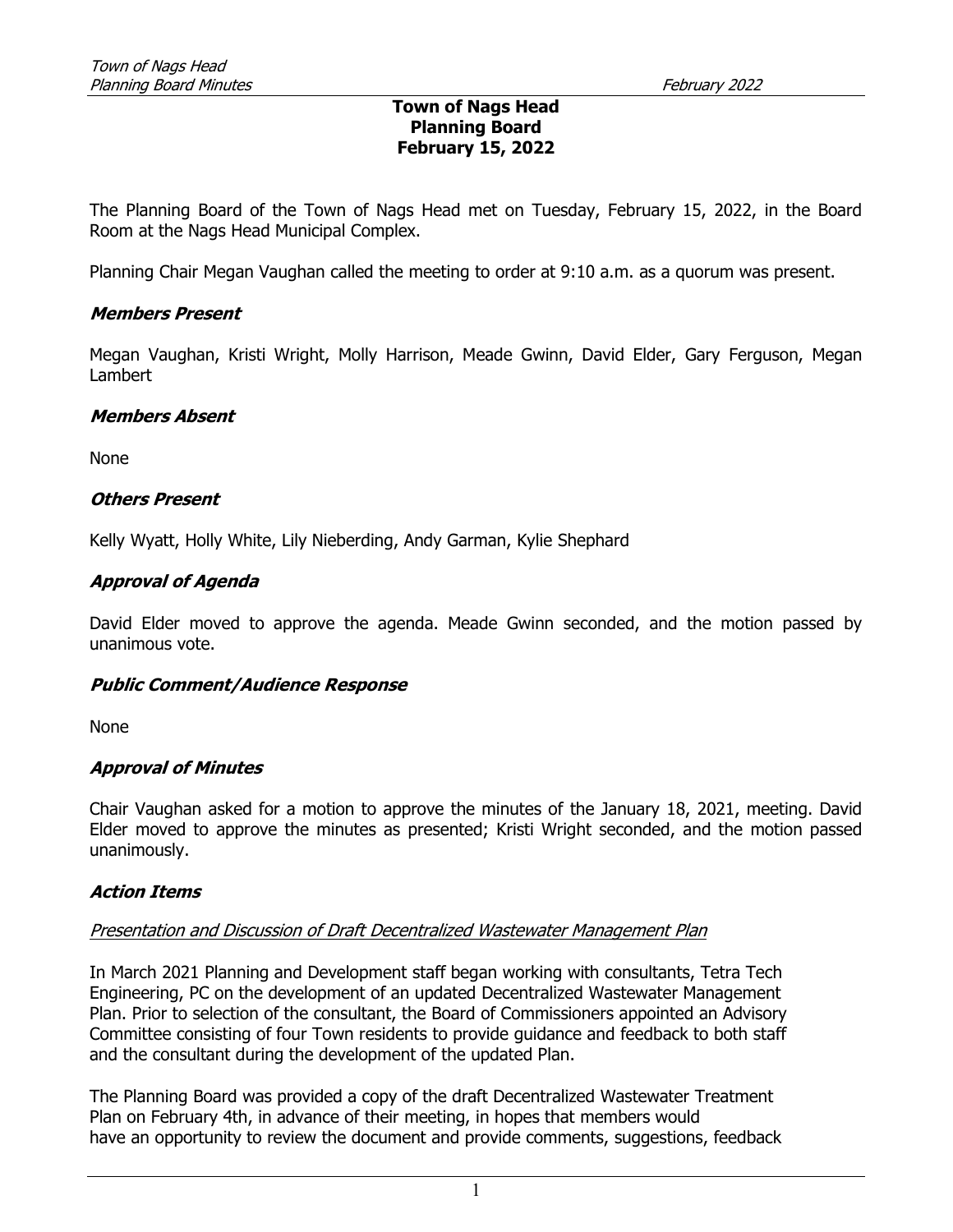# Town of Nags Head
# Planning Board
# February 15, 2022

The Planning Board of the Town of Nags Head met on Tuesday, February 15, 2022, in the Board Room at the Nags Head Municipal Complex.

Planning Chair Megan Vaughan called the meeting to order at 9:10 a.m. as a quorum was present.

### *Members Present*

Megan Vaughan, Kristi Wright, Molly Harrison, Meade Gwinn, David Elder, Gary Ferguson, Megan Lambert

### *Members Absent*

None

### *Others Present*

Kelly Wyatt, Holly White, Lily Nieberding, Andy Garman, Kylie Shephard

### *Approval of Agenda*

David Elder moved to approve the agenda. Meade Gwinn seconded, and the motion passed by unanimous vote.

### *Public Comment/Audience Response*

None

### *Approval of Minutes*

Chair Vaughan asked for a motion to approve the minutes of the January 18, 2021, meeting. David Elder moved to approve the minutes as presented; Kristi Wright seconded, and the motion passed unanimously.

### *Action Items*

*Presentation and Discussion of Draft Decentralized Wastewater Management Plan*

In March 2021 Planning and Development staff began working with consultants, Tetra Tech Engineering, PC on the development of an updated Decentralized Wastewater Management Plan. Prior to selection of the consultant, the Board of Commissioners appointed an Advisory Committee consisting of four Town residents to provide guidance and feedback to both staff and the consultant during the development of the updated Plan.

The Planning Board was provided a copy of the draft Decentralized Wastewater Treatment Plan on February 4th, in advance of their meeting, in hopes that members would have an opportunity to review the document and provide comments, suggestions, feedback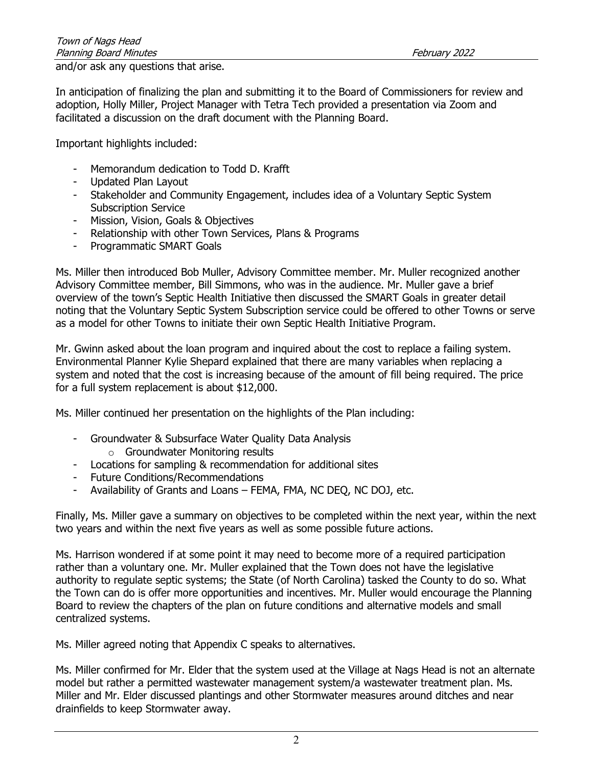and/or ask any questions that arise.

In anticipation of finalizing the plan and submitting it to the Board of Commissioners for review and adoption, Holly Miller, Project Manager with Tetra Tech provided a presentation via Zoom and facilitated a discussion on the draft document with the Planning Board.

Important highlights included:

- Memorandum dedication to Todd D. Krafft
- Updated Plan Layout
- Stakeholder and Community Engagement, includes idea of a Voluntary Septic System Subscription Service
- Mission, Vision, Goals & Objectives
- Relationship with other Town Services, Plans & Programs
- Programmatic SMART Goals

Ms. Miller then introduced Bob Muller, Advisory Committee member. Mr. Muller recognized another Advisory Committee member, Bill Simmons, who was in the audience. Mr. Muller gave a brief overview of the town's Septic Health Initiative then discussed the SMART Goals in greater detail noting that the Voluntary Septic System Subscription service could be offered to other Towns or serve as a model for other Towns to initiate their own Septic Health Initiative Program.

Mr. Gwinn asked about the loan program and inquired about the cost to replace a failing system. Environmental Planner Kylie Shepard explained that there are many variables when replacing a system and noted that the cost is increasing because of the amount of fill being required. The price for a full system replacement is about $12,000.

Ms. Miller continued her presentation on the highlights of the Plan including:

- Groundwater & Subsurface Water Quality Data Analysis
    - Groundwater Monitoring results
- Locations for sampling & recommendation for additional sites
- Future Conditions/Recommendations
- Availability of Grants and Loans – FEMA, FMA, NC DEQ, NC DOJ, etc.

Finally, Ms. Miller gave a summary on objectives to be completed within the next year, within the next two years and within the next five years as well as some possible future actions.

Ms. Harrison wondered if at some point it may need to become more of a required participation rather than a voluntary one. Mr. Muller explained that the Town does not have the legislative authority to regulate septic systems; the State (of North Carolina) tasked the County to do so. What the Town can do is offer more opportunities and incentives. Mr. Muller would encourage the Planning Board to review the chapters of the plan on future conditions and alternative models and small centralized systems.

Ms. Miller agreed noting that Appendix C speaks to alternatives.

Ms. Miller confirmed for Mr. Elder that the system used at the Village at Nags Head is not an alternate model but rather a permitted wastewater management system/a wastewater treatment plan. Ms. Miller and Mr. Elder discussed plantings and other Stormwater measures around ditches and near drainfields to keep Stormwater away.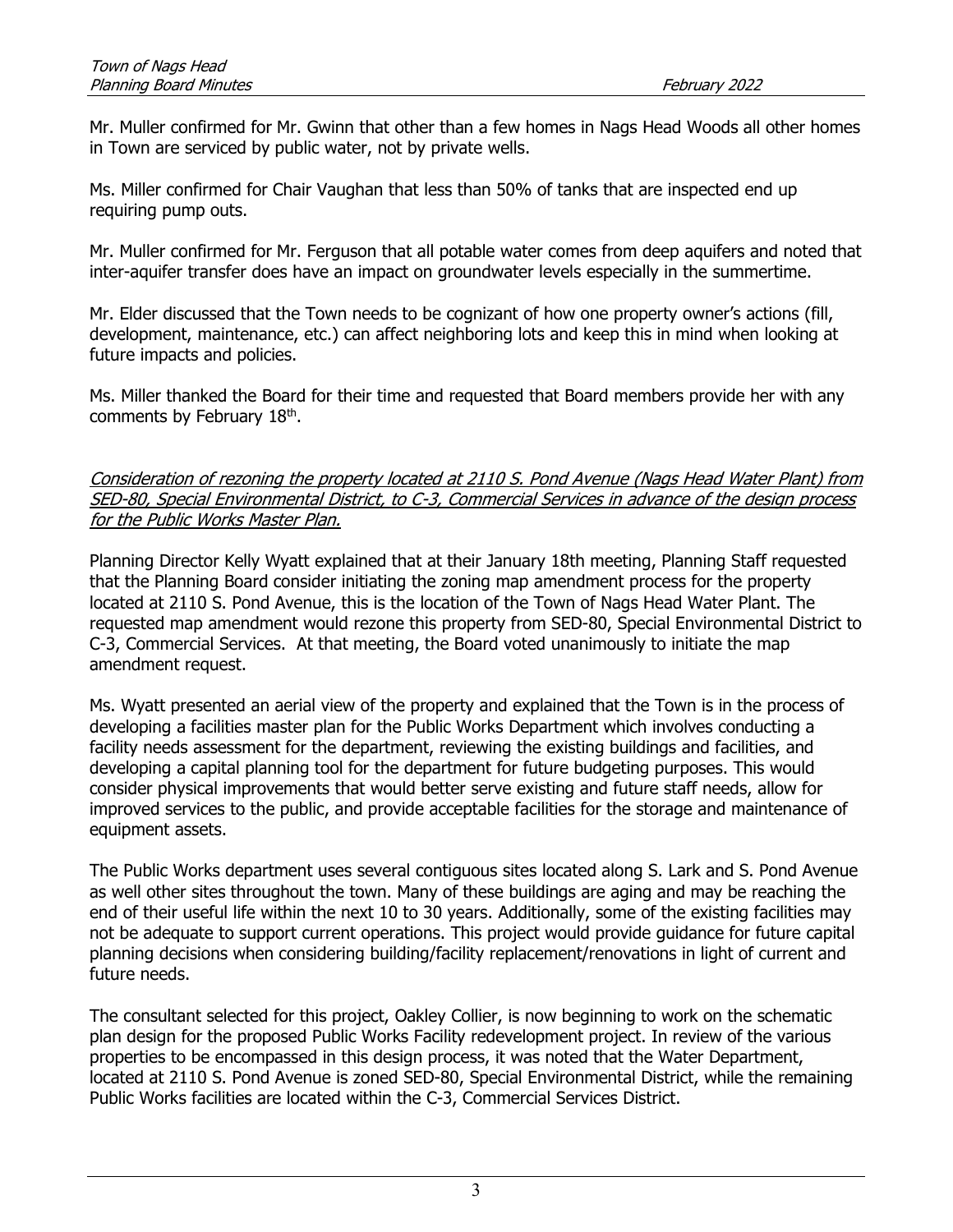Mr. Muller confirmed for Mr. Gwinn that other than a few homes in Nags Head Woods all other homes in Town are serviced by public water, not by private wells.

Ms. Miller confirmed for Chair Vaughan that less than 50% of tanks that are inspected end up requiring pump outs.

Mr. Muller confirmed for Mr. Ferguson that all potable water comes from deep aquifers and noted that inter-aquifer transfer does have an impact on groundwater levels especially in the summertime.

Mr. Elder discussed that the Town needs to be cognizant of how one property owner's actions (fill, development, maintenance, etc.) can affect neighboring lots and keep this in mind when looking at future impacts and policies.

Ms. Miller thanked the Board for their time and requested that Board members provide her with any comments by February 18th.

*Consideration of rezoning the property located at 2110 S. Pond Avenue (Nags Head Water Plant) from SED-80, Special Environmental District, to C-3, Commercial Services in advance of the design process for the Public Works Master Plan.*

Planning Director Kelly Wyatt explained that at their January 18th meeting, Planning Staff requested that the Planning Board consider initiating the zoning map amendment process for the property located at 2110 S. Pond Avenue, this is the location of the Town of Nags Head Water Plant. The requested map amendment would rezone this property from SED-80, Special Environmental District to C-3, Commercial Services. At that meeting, the Board voted unanimously to initiate the map amendment request.

Ms. Wyatt presented an aerial view of the property and explained that the Town is in the process of developing a facilities master plan for the Public Works Department which involves conducting a facility needs assessment for the department, reviewing the existing buildings and facilities, and developing a capital planning tool for the department for future budgeting purposes. This would consider physical improvements that would better serve existing and future staff needs, allow for improved services to the public, and provide acceptable facilities for the storage and maintenance of equipment assets.

The Public Works department uses several contiguous sites located along S. Lark and S. Pond Avenue as well other sites throughout the town. Many of these buildings are aging and may be reaching the end of their useful life within the next 10 to 30 years. Additionally, some of the existing facilities may not be adequate to support current operations. This project would provide guidance for future capital planning decisions when considering building/facility replacement/renovations in light of current and future needs.

The consultant selected for this project, Oakley Collier, is now beginning to work on the schematic plan design for the proposed Public Works Facility redevelopment project. In review of the various properties to be encompassed in this design process, it was noted that the Water Department, located at 2110 S. Pond Avenue is zoned SED-80, Special Environmental District, while the remaining Public Works facilities are located within the C-3, Commercial Services District.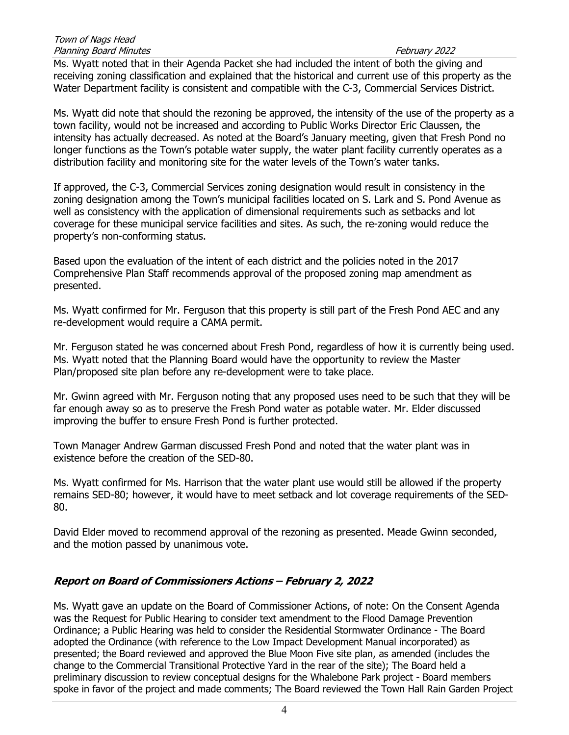Ms. Wyatt noted that in their Agenda Packet she had included the intent of both the giving and receiving zoning classification and explained that the historical and current use of this property as the Water Department facility is consistent and compatible with the C-3, Commercial Services District.

Ms. Wyatt did note that should the rezoning be approved, the intensity of the use of the property as a town facility, would not be increased and according to Public Works Director Eric Claussen, the intensity has actually decreased. As noted at the Board's January meeting, given that Fresh Pond no longer functions as the Town's potable water supply, the water plant facility currently operates as a distribution facility and monitoring site for the water levels of the Town's water tanks.

If approved, the C-3, Commercial Services zoning designation would result in consistency in the zoning designation among the Town's municipal facilities located on S. Lark and S. Pond Avenue as well as consistency with the application of dimensional requirements such as setbacks and lot coverage for these municipal service facilities and sites. As such, the re-zoning would reduce the property's non-conforming status.

Based upon the evaluation of the intent of each district and the policies noted in the 2017 Comprehensive Plan Staff recommends approval of the proposed zoning map amendment as presented.

Ms. Wyatt confirmed for Mr. Ferguson that this property is still part of the Fresh Pond AEC and any re-development would require a CAMA permit.

Mr. Ferguson stated he was concerned about Fresh Pond, regardless of how it is currently being used. Ms. Wyatt noted that the Planning Board would have the opportunity to review the Master Plan/proposed site plan before any re-development were to take place.

Mr. Gwinn agreed with Mr. Ferguson noting that any proposed uses need to be such that they will be far enough away so as to preserve the Fresh Pond water as potable water. Mr. Elder discussed improving the buffer to ensure Fresh Pond is further protected.

Town Manager Andrew Garman discussed Fresh Pond and noted that the water plant was in existence before the creation of the SED-80.

Ms. Wyatt confirmed for Ms. Harrison that the water plant use would still be allowed if the property remains SED-80; however, it would have to meet setback and lot coverage requirements of the SED-80.

David Elder moved to recommend approval of the rezoning as presented. Meade Gwinn seconded, and the motion passed by unanimous vote.

## ***Report on Board of Commissioners Actions – February 2, 2022***

Ms. Wyatt gave an update on the Board of Commissioner Actions, of note: On the Consent Agenda was the Request for Public Hearing to consider text amendment to the Flood Damage Prevention Ordinance; a Public Hearing was held to consider the Residential Stormwater Ordinance - The Board adopted the Ordinance (with reference to the Low Impact Development Manual incorporated) as presented; the Board reviewed and approved the Blue Moon Five site plan, as amended (includes the change to the Commercial Transitional Protective Yard in the rear of the site); The Board held a preliminary discussion to review conceptual designs for the Whalebone Park project - Board members spoke in favor of the project and made comments; The Board reviewed the Town Hall Rain Garden Project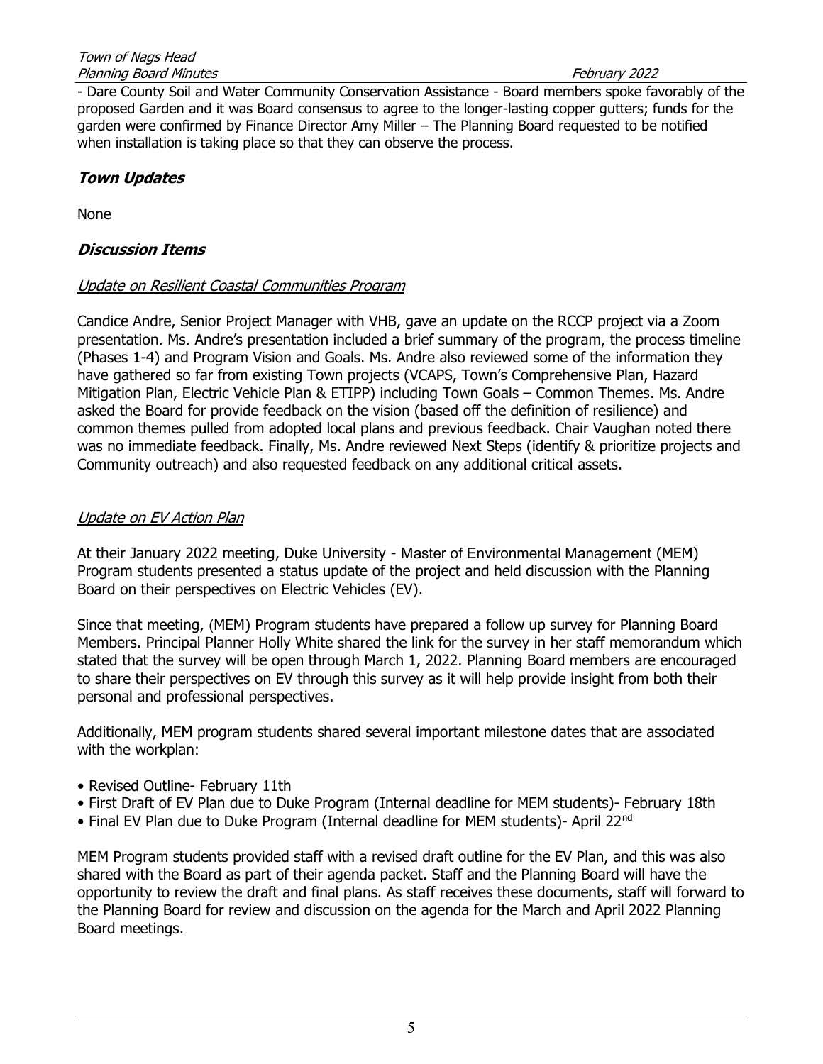- Dare County Soil and Water Community Conservation Assistance - Board members spoke favorably of the proposed Garden and it was Board consensus to agree to the longer-lasting copper gutters; funds for the garden were confirmed by Finance Director Amy Miller – The Planning Board requested to be notified when installation is taking place so that they can observe the process.

## *Town Updates*

None

## *Discussion Items*

### Update on Resilient Coastal Communities Program

Candice Andre, Senior Project Manager with VHB, gave an update on the RCCP project via a Zoom presentation. Ms. Andre's presentation included a brief summary of the program, the process timeline (Phases 1-4) and Program Vision and Goals. Ms. Andre also reviewed some of the information they have gathered so far from existing Town projects (VCAPS, Town's Comprehensive Plan, Hazard Mitigation Plan, Electric Vehicle Plan & ETIPP) including Town Goals – Common Themes. Ms. Andre asked the Board for provide feedback on the vision (based off the definition of resilience) and common themes pulled from adopted local plans and previous feedback. Chair Vaughan noted there was no immediate feedback. Finally, Ms. Andre reviewed Next Steps (identify & prioritize projects and Community outreach) and also requested feedback on any additional critical assets.

### Update on EV Action Plan

At their January 2022 meeting, Duke University - Master of Environmental Management (MEM) Program students presented a status update of the project and held discussion with the Planning Board on their perspectives on Electric Vehicles (EV).

Since that meeting, (MEM) Program students have prepared a follow up survey for Planning Board Members. Principal Planner Holly White shared the link for the survey in her staff memorandum which stated that the survey will be open through March 1, 2022. Planning Board members are encouraged to share their perspectives on EV through this survey as it will help provide insight from both their personal and professional perspectives.

Additionally, MEM program students shared several important milestone dates that are associated with the workplan:

- Revised Outline- February 11th
- First Draft of EV Plan due to Duke Program (Internal deadline for MEM students)- February 18th
- Final EV Plan due to Duke Program (Internal deadline for MEM students)- April 22nd

MEM Program students provided staff with a revised draft outline for the EV Plan, and this was also shared with the Board as part of their agenda packet. Staff and the Planning Board will have the opportunity to review the draft and final plans. As staff receives these documents, staff will forward to the Planning Board for review and discussion on the agenda for the March and April 2022 Planning Board meetings.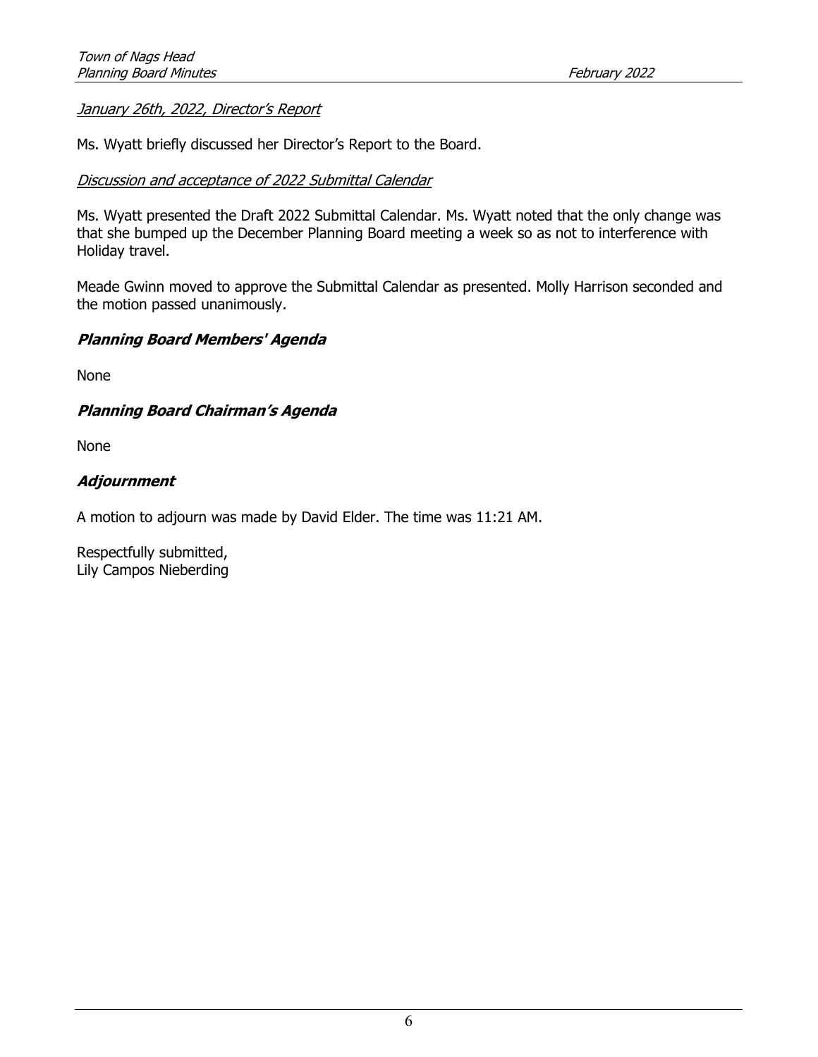*January 26th, 2022, Director's Report*

Ms. Wyatt briefly discussed her Director's Report to the Board.

*Discussion and acceptance of 2022 Submittal Calendar*

Ms. Wyatt presented the Draft 2022 Submittal Calendar. Ms. Wyatt noted that the only change was that she bumped up the December Planning Board meeting a week so as not to interference with Holiday travel.

Meade Gwinn moved to approve the Submittal Calendar as presented. Molly Harrison seconded and the motion passed unanimously.

### ***Planning Board Members' Agenda***

None

### ***Planning Board Chairman's Agenda***

None

### ***Adjournment***

A motion to adjourn was made by David Elder. The time was 11:21 AM.

Respectfully submitted,
Lily Campos Nieberding